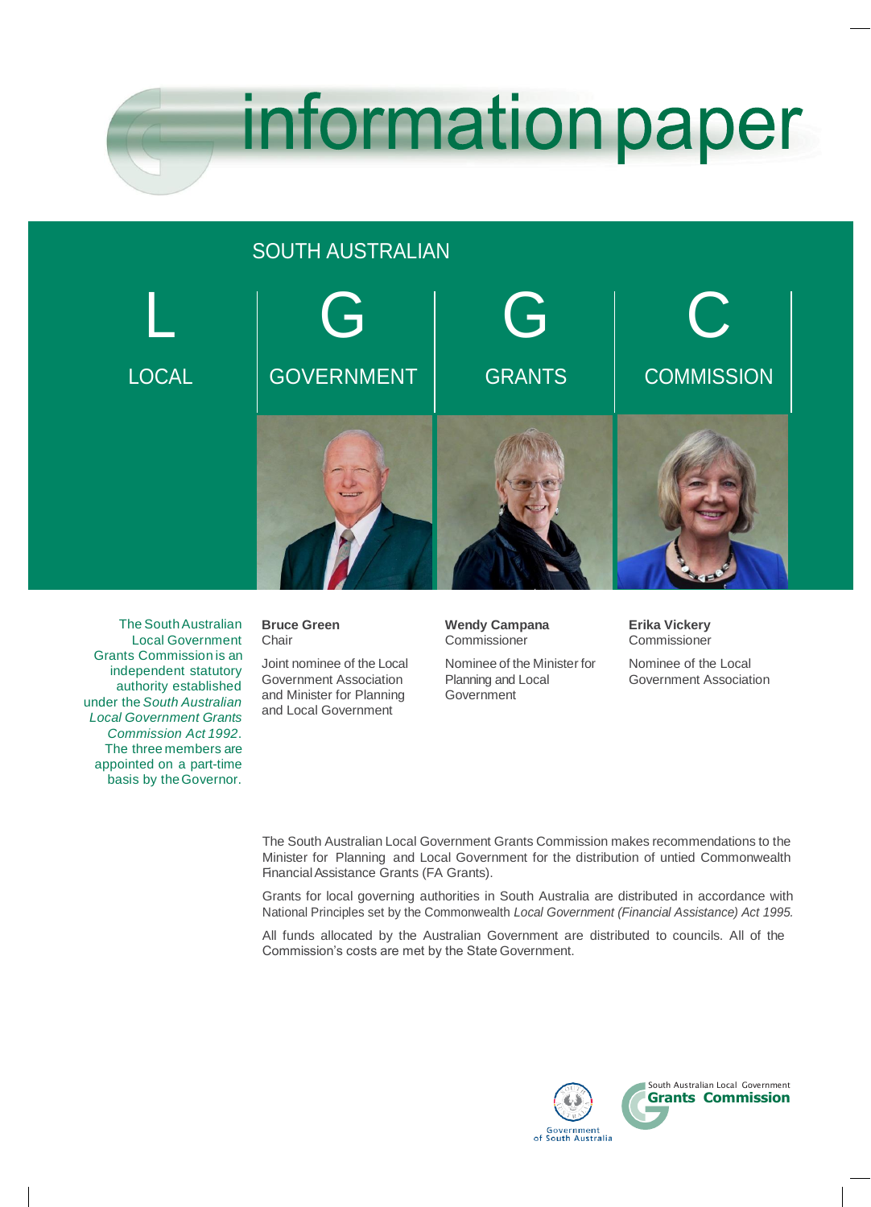# information paper

## SOUTH AUSTRALIAN

**L** LOCAL **G** GOVERNMENT **G** GRANTS **C** COMMISSION

The South Australian Local Government Grants Commission is an independent statutory authority established under the *South Australian Local Government Grants Commission Act 1992*. The three members are appointed on a part-time basis by the Governor.

**Bruce Green**
Chair

Joint nominee of the Local Government Association and Minister for Planning and Local Government

**Wendy Campana**
Commissioner

Nominee of the Minister for Planning and Local Government

**Erika Vickery**
Commissioner

Nominee of the Local Government Association

The South Australian Local Government Grants Commission makes recommendations to the Minister for Planning and Local Government for the distribution of untied Commonwealth Financial Assistance Grants (FA Grants).

Grants for local governing authorities in South Australia are distributed in accordance with National Principles set by the Commonwealth *Local Government (Financial Assistance) Act 1995.*

All funds allocated by the Australian Government are distributed to councils. All of the Commission's costs are met by the State Government.

Government of South Australia

South Australian Local Government **Grants Commission**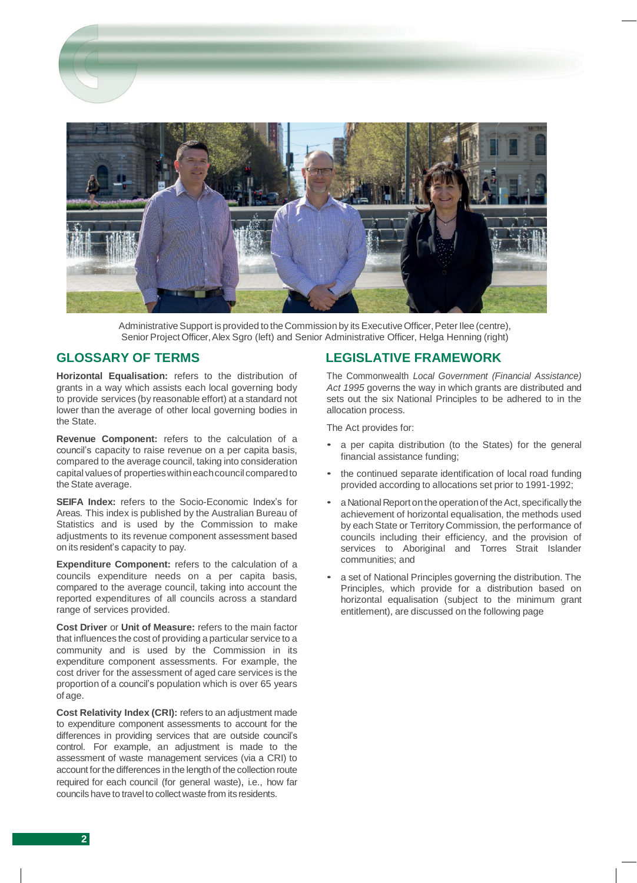Administrative Support is provided to the Commission by its Executive Officer, Peter Ilee (centre), Senior Project Officer, Alex Sgro (left) and Senior Administrative Officer, Helga Henning (right)

## GLOSSARY OF TERMS

**Horizontal Equalisation:** refers to the distribution of grants in a way which assists each local governing body to provide services (by reasonable effort) at a standard not lower than the average of other local governing bodies in the State.

**Revenue Component:** refers to the calculation of a council's capacity to raise revenue on a per capita basis, compared to the average council, taking into consideration capital values of properties within each council compared to the State average.

**SEIFA Index:** refers to the Socio-Economic Index's for Areas. This index is published by the Australian Bureau of Statistics and is used by the Commission to make adjustments to its revenue component assessment based on its resident's capacity to pay.

**Expenditure Component:** refers to the calculation of a councils expenditure needs on a per capita basis, compared to the average council, taking into account the reported expenditures of all councils across a standard range of services provided.

**Cost Driver** or **Unit of Measure:** refers to the main factor that influences the cost of providing a particular service to a community and is used by the Commission in its expenditure component assessments. For example, the cost driver for the assessment of aged care services is the proportion of a council's population which is over 65 years of age.

**Cost Relativity Index (CRI):** refers to an adjustment made to expenditure component assessments to account for the differences in providing services that are outside council's control. For example, an adjustment is made to the assessment of waste management services (via a CRI) to account for the differences in the length of the collection route required for each council (for general waste), i.e., how far councils have to travel to collect waste from its residents.

## LEGISLATIVE FRAMEWORK

The Commonwealth *Local Government (Financial Assistance) Act 1995* governs the way in which grants are distributed and sets out the six National Principles to be adhered to in the allocation process.

The Act provides for:

- a per capita distribution (to the States) for the general financial assistance funding;
- the continued separate identification of local road funding provided according to allocations set prior to 1991-1992;
- a National Report on the operation of the Act, specifically the achievement of horizontal equalisation, the methods used by each State or Territory Commission, the performance of councils including their efficiency, and the provision of services to Aboriginal and Torres Strait Islander communities; and
- a set of National Principles governing the distribution. The Principles, which provide for a distribution based on horizontal equalisation (subject to the minimum grant entitlement), are discussed on the following page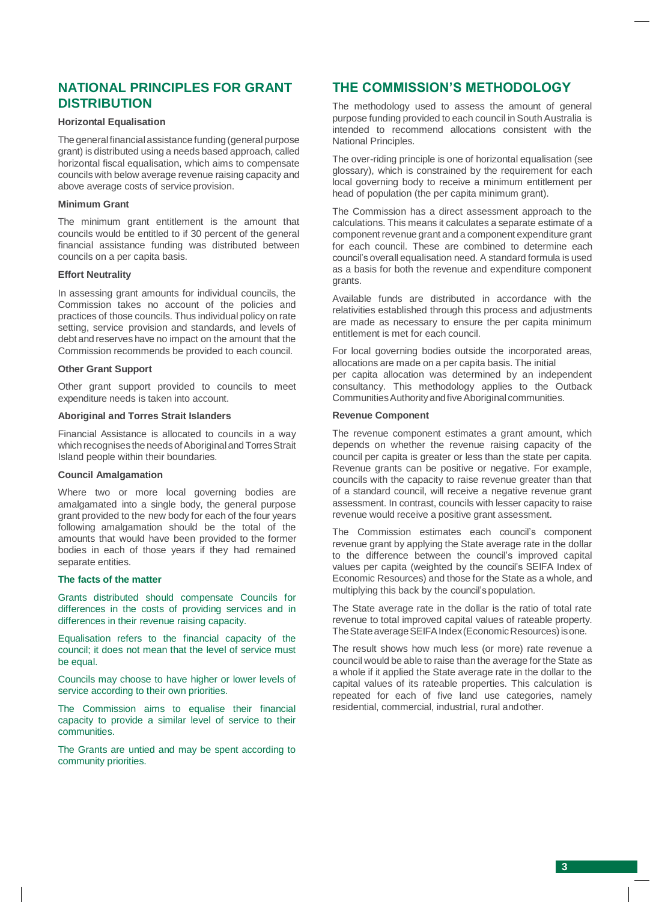## NATIONAL PRINCIPLES FOR GRANT DISTRIBUTION

### Horizontal Equalisation

The general financial assistance funding (general purpose grant) is distributed using a needs based approach, called horizontal fiscal equalisation, which aims to compensate councils with below average revenue raising capacity and above average costs of service provision.

### Minimum Grant

The minimum grant entitlement is the amount that councils would be entitled to if 30 percent of the general financial assistance funding was distributed between councils on a per capita basis.

### Effort Neutrality

In assessing grant amounts for individual councils, the Commission takes no account of the policies and practices of those councils. Thus individual policy on rate setting, service provision and standards, and levels of debt and reserves have no impact on the amount that the Commission recommends be provided to each council.

### Other Grant Support

Other grant support provided to councils to meet expenditure needs is taken into account.

### Aboriginal and Torres Strait Islanders

Financial Assistance is allocated to councils in a way which recognises the needs of Aboriginal and Torres Strait Island people within their boundaries.

### Council Amalgamation

Where two or more local governing bodies are amalgamated into a single body, the general purpose grant provided to the new body for each of the four years following amalgamation should be the total of the amounts that would have been provided to the former bodies in each of those years if they had remained separate entities.

### The facts of the matter

Grants distributed should compensate Councils for differences in the costs of providing services and in differences in their revenue raising capacity.

Equalisation refers to the financial capacity of the council; it does not mean that the level of service must be equal.

Councils may choose to have higher or lower levels of service according to their own priorities.

The Commission aims to equalise their financial capacity to provide a similar level of service to their communities.

The Grants are untied and may be spent according to community priorities.

## THE COMMISSION'S METHODOLOGY

The methodology used to assess the amount of general purpose funding provided to each council in South Australia is intended to recommend allocations consistent with the National Principles.

The over-riding principle is one of horizontal equalisation (see glossary), which is constrained by the requirement for each local governing body to receive a minimum entitlement per head of population (the per capita minimum grant).

The Commission has a direct assessment approach to the calculations. This means it calculates a separate estimate of a component revenue grant and a component expenditure grant for each council. These are combined to determine each council's overall equalisation need. A standard formula is used as a basis for both the revenue and expenditure component grants.

Available funds are distributed in accordance with the relativities established through this process and adjustments are made as necessary to ensure the per capita minimum entitlement is met for each council.

For local governing bodies outside the incorporated areas, allocations are made on a per capita basis. The initial per capita allocation was determined by an independent consultancy. This methodology applies to the Outback Communities Authority and five Aboriginal communities.

### Revenue Component

The revenue component estimates a grant amount, which depends on whether the revenue raising capacity of the council per capita is greater or less than the state per capita. Revenue grants can be positive or negative. For example, councils with the capacity to raise revenue greater than that of a standard council, will receive a negative revenue grant assessment. In contrast, councils with lesser capacity to raise revenue would receive a positive grant assessment.

The Commission estimates each council's component revenue grant by applying the State average rate in the dollar to the difference between the council's improved capital values per capita (weighted by the council's SEIFA Index of Economic Resources) and those for the State as a whole, and multiplying this back by the council's population.

The State average rate in the dollar is the ratio of total rate revenue to total improved capital values of rateable property. The State average SEIFA Index (Economic Resources) is one.

The result shows how much less (or more) rate revenue a council would be able to raise than the average for the State as a whole if it applied the State average rate in the dollar to the capital values of its rateable properties. This calculation is repeated for each of five land use categories, namely residential, commercial, industrial, rural and other.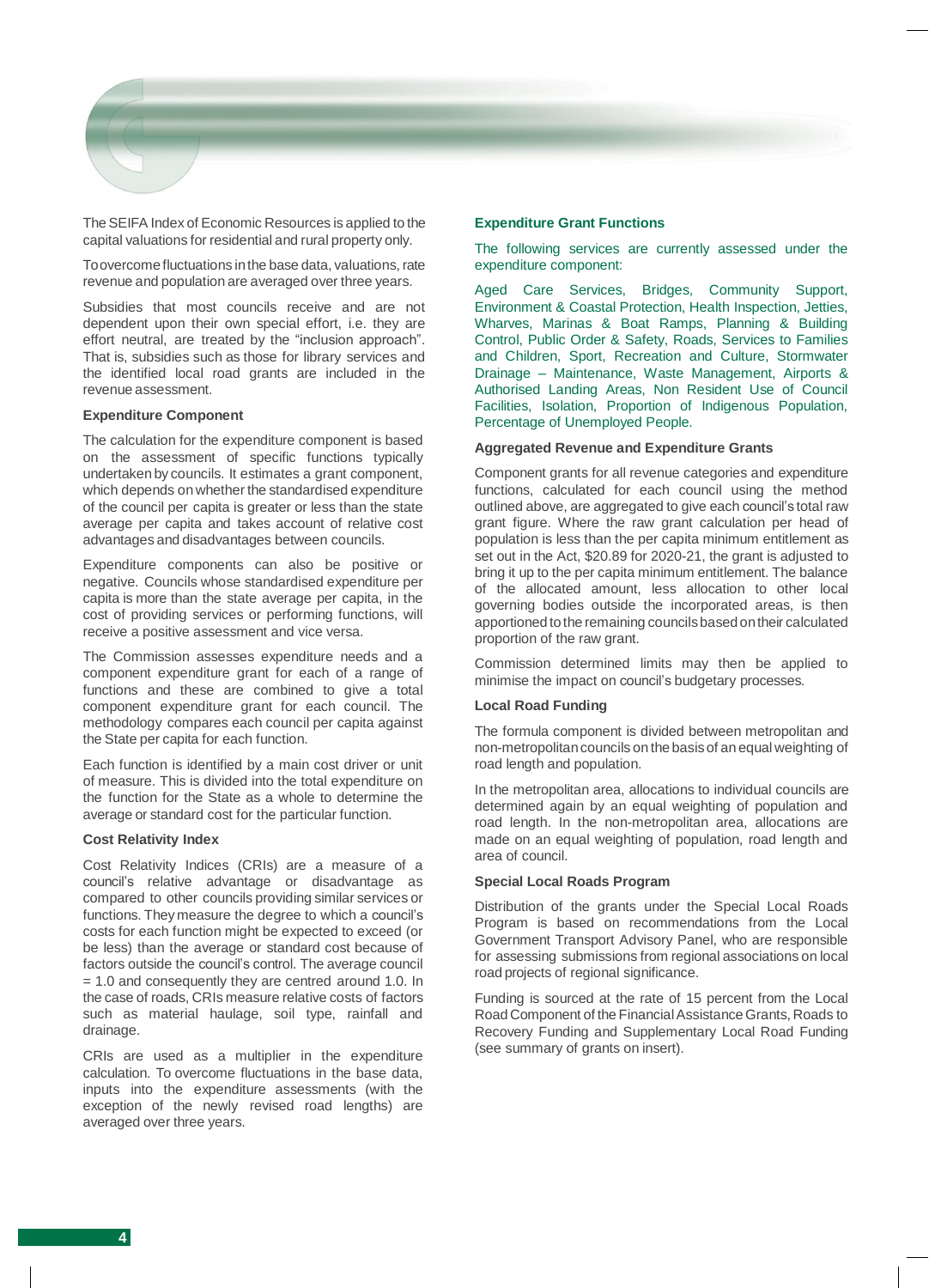The SEIFA Index of Economic Resources is applied to the capital valuations for residential and rural property only.

To overcome fluctuations in the base data, valuations, rate revenue and population are averaged over three years.

Subsidies that most councils receive and are not dependent upon their own special effort, i.e. they are effort neutral, are treated by the "inclusion approach". That is, subsidies such as those for library services and the identified local road grants are included in the revenue assessment.

### Expenditure Component

The calculation for the expenditure component is based on the assessment of specific functions typically undertaken by councils. It estimates a grant component, which depends on whether the standardised expenditure of the council per capita is greater or less than the state average per capita and takes account of relative cost advantages and disadvantages between councils.

Expenditure components can also be positive or negative. Councils whose standardised expenditure per capita is more than the state average per capita, in the cost of providing services or performing functions, will receive a positive assessment and vice versa.

The Commission assesses expenditure needs and a component expenditure grant for each of a range of functions and these are combined to give a total component expenditure grant for each council. The methodology compares each council per capita against the State per capita for each function.

Each function is identified by a main cost driver or unit of measure. This is divided into the total expenditure on the function for the State as a whole to determine the average or standard cost for the particular function.

### Cost Relativity Index

Cost Relativity Indices (CRIs) are a measure of a council's relative advantage or disadvantage as compared to other councils providing similar services or functions. They measure the degree to which a council's costs for each function might be expected to exceed (or be less) than the average or standard cost because of factors outside the council's control. The average council = 1.0 and consequently they are centred around 1.0. In the case of roads, CRIs measure relative costs of factors such as material haulage, soil type, rainfall and drainage.

CRIs are used as a multiplier in the expenditure calculation. To overcome fluctuations in the base data, inputs into the expenditure assessments (with the exception of the newly revised road lengths) are averaged over three years.

### Expenditure Grant Functions

The following services are currently assessed under the expenditure component:

Aged Care Services, Bridges, Community Support, Environment & Coastal Protection, Health Inspection, Jetties, Wharves, Marinas & Boat Ramps, Planning & Building Control, Public Order & Safety, Roads, Services to Families and Children, Sport, Recreation and Culture, Stormwater Drainage – Maintenance, Waste Management, Airports & Authorised Landing Areas, Non Resident Use of Council Facilities, Isolation, Proportion of Indigenous Population, Percentage of Unemployed People.

### Aggregated Revenue and Expenditure Grants

Component grants for all revenue categories and expenditure functions, calculated for each council using the method outlined above, are aggregated to give each council's total raw grant figure. Where the raw grant calculation per head of population is less than the per capita minimum entitlement as set out in the Act, $20.89 for 2020-21, the grant is adjusted to bring it up to the per capita minimum entitlement. The balance of the allocated amount, less allocation to other local governing bodies outside the incorporated areas, is then apportioned to the remaining councils based on their calculated proportion of the raw grant.

Commission determined limits may then be applied to minimise the impact on council's budgetary processes.

### Local Road Funding

The formula component is divided between metropolitan and non-metropolitan councils on the basis of an equal weighting of road length and population.

In the metropolitan area, allocations to individual councils are determined again by an equal weighting of population and road length. In the non-metropolitan area, allocations are made on an equal weighting of population, road length and area of council.

### Special Local Roads Program

Distribution of the grants under the Special Local Roads Program is based on recommendations from the Local Government Transport Advisory Panel, who are responsible for assessing submissions from regional associations on local road projects of regional significance.

Funding is sourced at the rate of 15 percent from the Local Road Component of the Financial Assistance Grants, Roads to Recovery Funding and Supplementary Local Road Funding (see summary of grants on insert).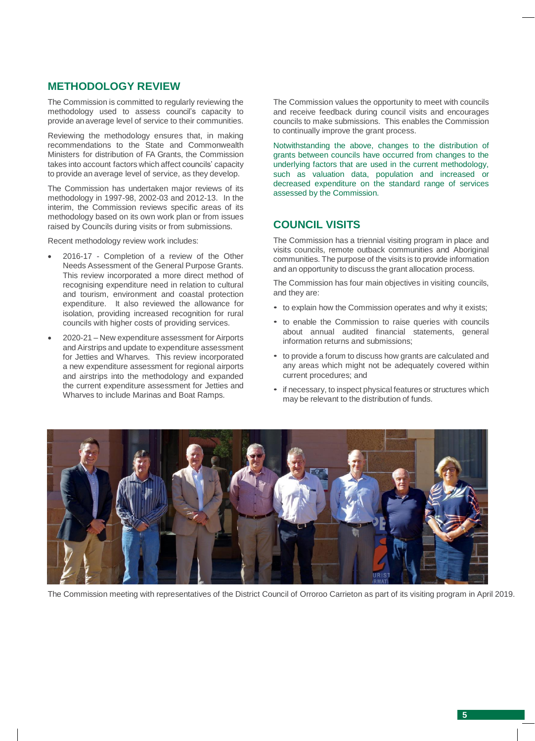## METHODOLOGY REVIEW

The Commission is committed to regularly reviewing the methodology used to assess council's capacity to provide an average level of service to their communities.

Reviewing the methodology ensures that, in making recommendations to the State and Commonwealth Ministers for distribution of FA Grants, the Commission takes into account factors which affect councils' capacity to provide an average level of service, as they develop.

The Commission has undertaken major reviews of its methodology in 1997-98, 2002-03 and 2012-13. In the interim, the Commission reviews specific areas of its methodology based on its own work plan or from issues raised by Councils during visits or from submissions.

Recent methodology review work includes:

- 2016-17 - Completion of a review of the Other Needs Assessment of the General Purpose Grants. This review incorporated a more direct method of recognising expenditure need in relation to cultural and tourism, environment and coastal protection expenditure. It also reviewed the allowance for isolation, providing increased recognition for rural councils with higher costs of providing services.
- 2020-21 – New expenditure assessment for Airports and Airstrips and update to expenditure assessment for Jetties and Wharves. This review incorporated a new expenditure assessment for regional airports and airstrips into the methodology and expanded the current expenditure assessment for Jetties and Wharves to include Marinas and Boat Ramps.

The Commission values the opportunity to meet with councils and receive feedback during council visits and encourages councils to make submissions. This enables the Commission to continually improve the grant process.

Notwithstanding the above, changes to the distribution of grants between councils have occurred from changes to the underlying factors that are used in the current methodology, such as valuation data, population and increased or decreased expenditure on the standard range of services assessed by the Commission.

## COUNCIL VISITS

The Commission has a triennial visiting program in place and visits councils, remote outback communities and Aboriginal communities. The purpose of the visits is to provide information and an opportunity to discuss the grant allocation process.

The Commission has four main objectives in visiting councils, and they are:

- to explain how the Commission operates and why it exists;
- to enable the Commission to raise queries with councils about annual audited financial statements, general information returns and submissions;
- to provide a forum to discuss how grants are calculated and any areas which might not be adequately covered within current procedures; and
- if necessary, to inspect physical features or structures which may be relevant to the distribution of funds.

The Commission meeting with representatives of the District Council of Orroroo Carrieton as part of its visiting program in April 2019.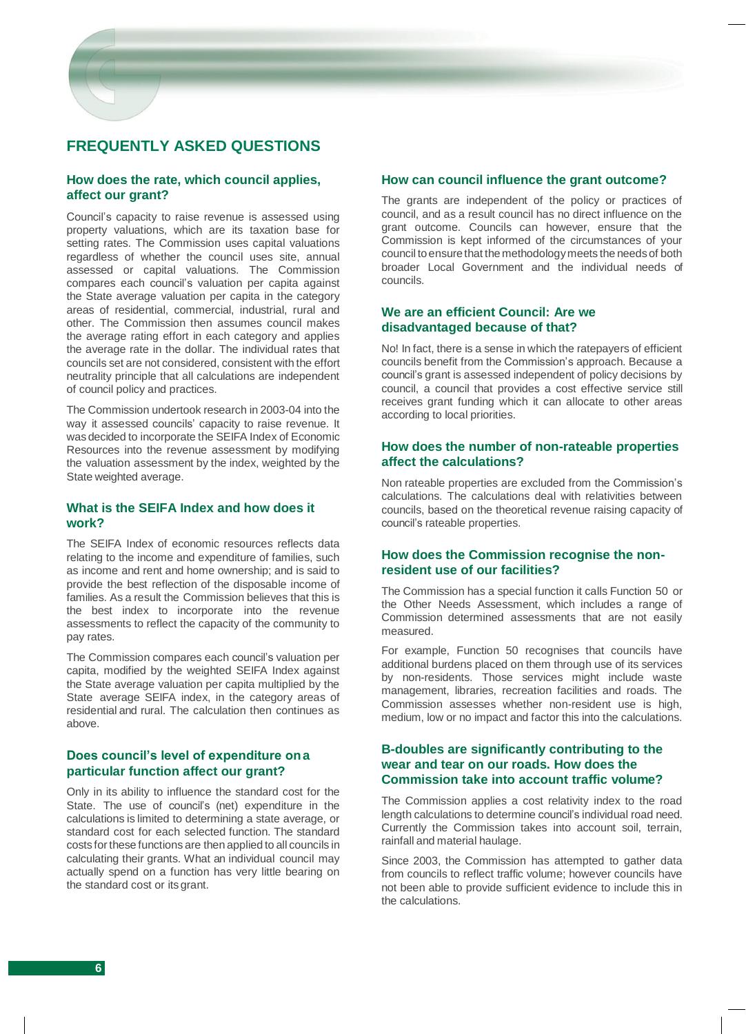# FREQUENTLY ASKED QUESTIONS

## How does the rate, which council applies, affect our grant?

Council's capacity to raise revenue is assessed using property valuations, which are its taxation base for setting rates. The Commission uses capital valuations regardless of whether the council uses site, annual assessed or capital valuations. The Commission compares each council's valuation per capita against the State average valuation per capita in the category areas of residential, commercial, industrial, rural and other. The Commission then assumes council makes the average rating effort in each category and applies the average rate in the dollar. The individual rates that councils set are not considered, consistent with the effort neutrality principle that all calculations are independent of council policy and practices.

The Commission undertook research in 2003-04 into the way it assessed councils' capacity to raise revenue. It was decided to incorporate the SEIFA Index of Economic Resources into the revenue assessment by modifying the valuation assessment by the index, weighted by the State weighted average.

## What is the SEIFA Index and how does it work?

The SEIFA Index of economic resources reflects data relating to the income and expenditure of families, such as income and rent and home ownership; and is said to provide the best reflection of the disposable income of families. As a result the Commission believes that this is the best index to incorporate into the revenue assessments to reflect the capacity of the community to pay rates.

The Commission compares each council's valuation per capita, modified by the weighted SEIFA Index against the State average valuation per capita multiplied by the State average SEIFA index, in the category areas of residential and rural. The calculation then continues as above.

## Does council's level of expenditure on a particular function affect our grant?

Only in its ability to influence the standard cost for the State. The use of council's (net) expenditure in the calculations is limited to determining a state average, or standard cost for each selected function. The standard costs for these functions are then applied to all councils in calculating their grants. What an individual council may actually spend on a function has very little bearing on the standard cost or its grant.

## How can council influence the grant outcome?

The grants are independent of the policy or practices of council, and as a result council has no direct influence on the grant outcome. Councils can however, ensure that the Commission is kept informed of the circumstances of your council to ensure that the methodology meets the needs of both broader Local Government and the individual needs of councils.

## We are an efficient Council: Are we disadvantaged because of that?

No! In fact, there is a sense in which the ratepayers of efficient councils benefit from the Commission's approach. Because a council's grant is assessed independent of policy decisions by council, a council that provides a cost effective service still receives grant funding which it can allocate to other areas according to local priorities.

## How does the number of non-rateable properties affect the calculations?

Non rateable properties are excluded from the Commission's calculations. The calculations deal with relativities between councils, based on the theoretical revenue raising capacity of council's rateable properties.

## How does the Commission recognise the non-resident use of our facilities?

The Commission has a special function it calls Function 50 or the Other Needs Assessment, which includes a range of Commission determined assessments that are not easily measured.

For example, Function 50 recognises that councils have additional burdens placed on them through use of its services by non-residents. Those services might include waste management, libraries, recreation facilities and roads. The Commission assesses whether non-resident use is high, medium, low or no impact and factor this into the calculations.

## B-doubles are significantly contributing to the wear and tear on our roads. How does the Commission take into account traffic volume?

The Commission applies a cost relativity index to the road length calculations to determine council's individual road need. Currently the Commission takes into account soil, terrain, rainfall and material haulage.

Since 2003, the Commission has attempted to gather data from councils to reflect traffic volume; however councils have not been able to provide sufficient evidence to include this in the calculations.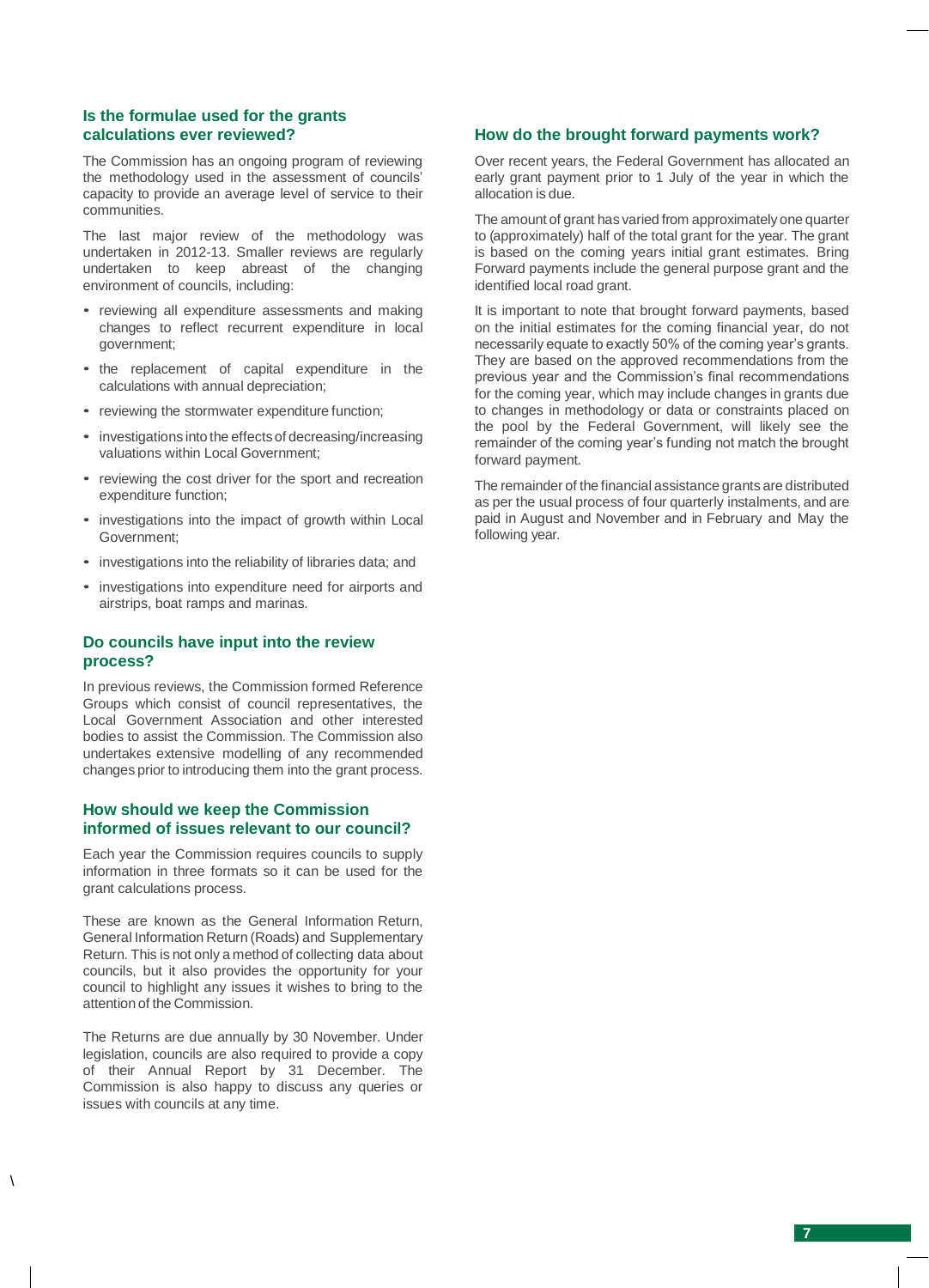## Is the formulae used for the grants calculations ever reviewed?

The Commission has an ongoing program of reviewing the methodology used in the assessment of councils' capacity to provide an average level of service to their communities.

The last major review of the methodology was undertaken in 2012-13. Smaller reviews are regularly undertaken to keep abreast of the changing environment of councils, including:

- reviewing all expenditure assessments and making changes to reflect recurrent expenditure in local government;
- the replacement of capital expenditure in the calculations with annual depreciation;
- reviewing the stormwater expenditure function;
- investigations into the effects of decreasing/increasing valuations within Local Government;
- reviewing the cost driver for the sport and recreation expenditure function;
- investigations into the impact of growth within Local Government;
- investigations into the reliability of libraries data; and
- investigations into expenditure need for airports and airstrips, boat ramps and marinas.

## Do councils have input into the review process?

In previous reviews, the Commission formed Reference Groups which consist of council representatives, the Local Government Association and other interested bodies to assist the Commission. The Commission also undertakes extensive modelling of any recommended changes prior to introducing them into the grant process.

## How should we keep the Commission informed of issues relevant to our council?

Each year the Commission requires councils to supply information in three formats so it can be used for the grant calculations process.

These are known as the General Information Return, General Information Return (Roads) and Supplementary Return. This is not only a method of collecting data about councils, but it also provides the opportunity for your council to highlight any issues it wishes to bring to the attention of the Commission.

The Returns are due annually by 30 November. Under legislation, councils are also required to provide a copy of their Annual Report by 31 December. The Commission is also happy to discuss any queries or issues with councils at any time.

## How do the brought forward payments work?

Over recent years, the Federal Government has allocated an early grant payment prior to 1 July of the year in which the allocation is due.

The amount of grant has varied from approximately one quarter to (approximately) half of the total grant for the year. The grant is based on the coming years initial grant estimates. Bring Forward payments include the general purpose grant and the identified local road grant.

It is important to note that brought forward payments, based on the initial estimates for the coming financial year, do not necessarily equate to exactly 50% of the coming year's grants. They are based on the approved recommendations from the previous year and the Commission's final recommendations for the coming year, which may include changes in grants due to changes in methodology or data or constraints placed on the pool by the Federal Government, will likely see the remainder of the coming year's funding not match the brought forward payment.

The remainder of the financial assistance grants are distributed as per the usual process of four quarterly instalments, and are paid in August and November and in February and May the following year.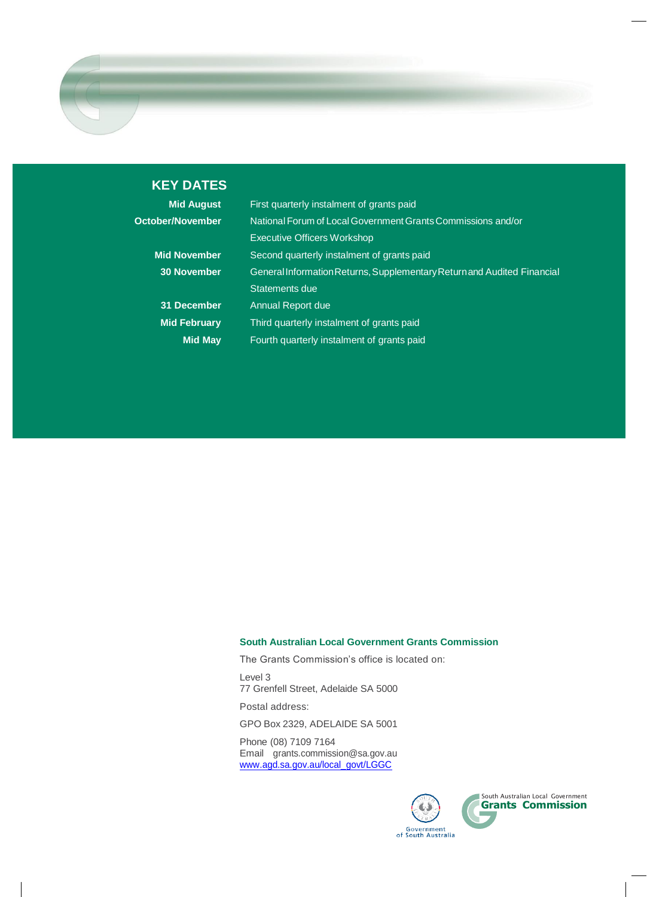## KEY DATES

| | |
|---|---|
| **Mid August** | First quarterly instalment of grants paid |
| **October/November** | National Forum of Local Government Grants Commissions and/or Executive Officers Workshop |
| **Mid November** | Second quarterly instalment of grants paid |
| **30 November** | General Information Returns, Supplementary Return and Audited Financial Statements due |
| **31 December** | Annual Report due |
| **Mid February** | Third quarterly instalment of grants paid |
| **Mid May** | Fourth quarterly instalment of grants paid |

**South Australian Local Government Grants Commission**

The Grants Commission's office is located on:

Level 3
77 Grenfell Street, Adelaide SA 5000

Postal address:

GPO Box 2329, ADELAIDE SA 5001

Phone (08) 7109 7164
Email grants.commission@sa.gov.au
www.agd.sa.gov.au/local_govt/LGGC

Government of South Australia

South Australian Local Government Grants Commission